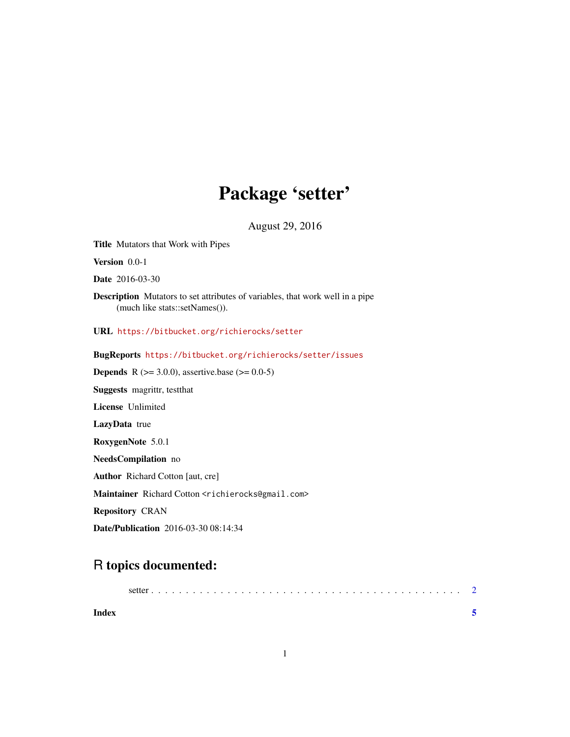# Package 'setter'

August 29, 2016

**Title** Mutators that Work with Pipes

**Version** 0.0-1

**Date** 2016-03-30

**Description** Mutators to set attributes of variables, that work well in a pipe (much like stats::setNames()).

**URL** https://bitbucket.org/richierocks/setter

**BugReports** https://bitbucket.org/richierocks/setter/issues

**Depends** R (>= 3.0.0), assertive.base (>= 0.0-5)

**Suggests** magrittr, testthat

**License** Unlimited

**LazyData** true

**RoxygenNote** 5.0.1

**NeedsCompilation** no

**Author** Richard Cotton [aut, cre]

**Maintainer** Richard Cotton <richierocks@gmail.com>

**Repository** CRAN

**Date/Publication** 2016-03-30 08:14:34

## R topics documented:

setter . . . . . . . . . . . . . . . . . . . . . . . . . . . . . . . . . . . . . . . . . . . . 2

**Index** **5**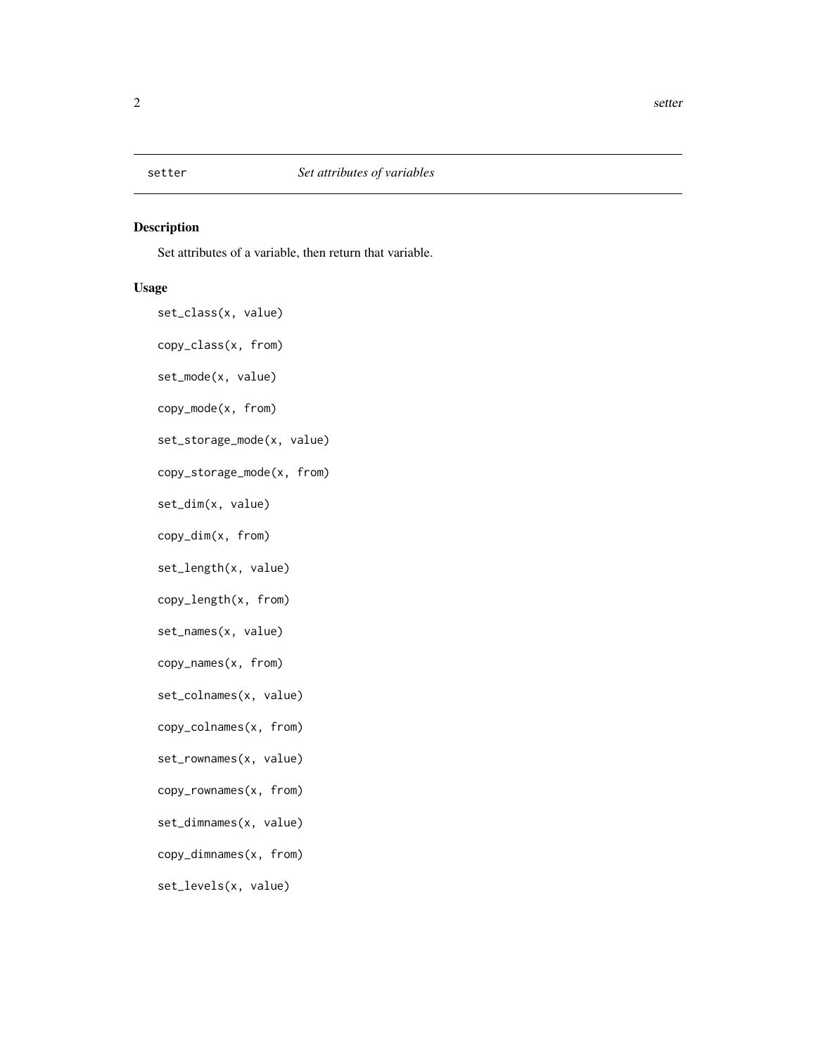setter *Set attributes of variables*

## Description

Set attributes of a variable, then return that variable.

## Usage

```
set_class(x, value)

copy_class(x, from)

set_mode(x, value)

copy_mode(x, from)

set_storage_mode(x, value)

copy_storage_mode(x, from)

set_dim(x, value)

copy_dim(x, from)

set_length(x, value)

copy_length(x, from)

set_names(x, value)

copy_names(x, from)

set_colnames(x, value)

copy_colnames(x, from)

set_rownames(x, value)

copy_rownames(x, from)

set_dimnames(x, value)

copy_dimnames(x, from)

set_levels(x, value)
```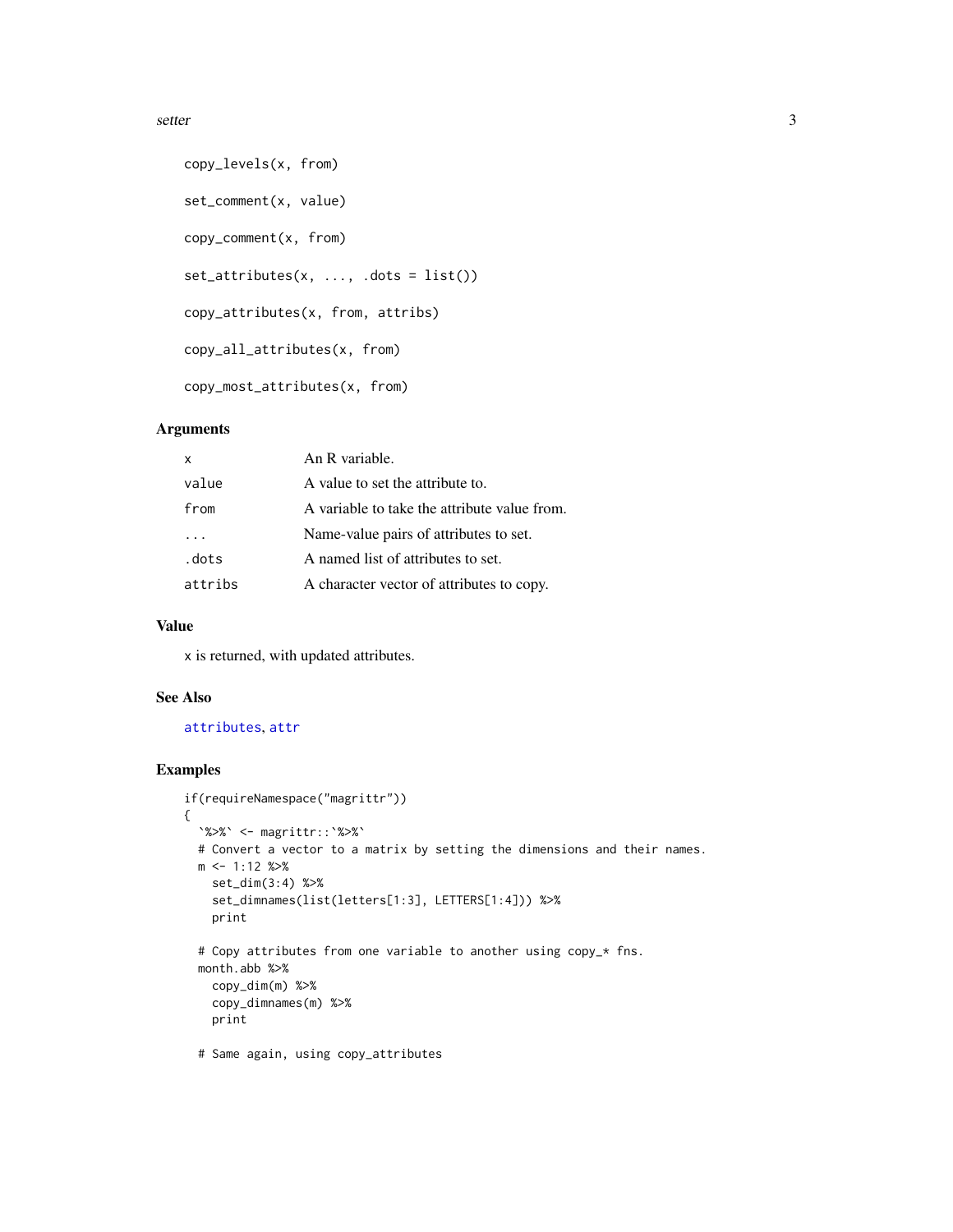```
copy_levels(x, from)

set_comment(x, value)

copy_comment(x, from)

set_attributes(x, ..., .dots = list())

copy_attributes(x, from, attribs)

copy_all_attributes(x, from)

copy_most_attributes(x, from)
```

## Arguments

| | |
|---|---|
| x | An R variable. |
| value | A value to set the attribute to. |
| from | A variable to take the attribute value from. |
| ... | Name-value pairs of attributes to set. |
| .dots | A named list of attributes to set. |
| attribs | A character vector of attributes to copy. |

## Value

x is returned, with updated attributes.

## See Also

attributes, attr

## Examples

```
if(requireNamespace("magrittr"))
{
  `%>%` <- magrittr::`%>%`
  # Convert a vector to a matrix by setting the dimensions and their names.
  m <- 1:12 %>%
    set_dim(3:4) %>%
    set_dimnames(list(letters[1:3], LETTERS[1:4])) %>%
    print

  # Copy attributes from one variable to another using copy_* fns.
  month.abb %>%
    copy_dim(m) %>%
    copy_dimnames(m) %>%
    print

  # Same again, using copy_attributes
```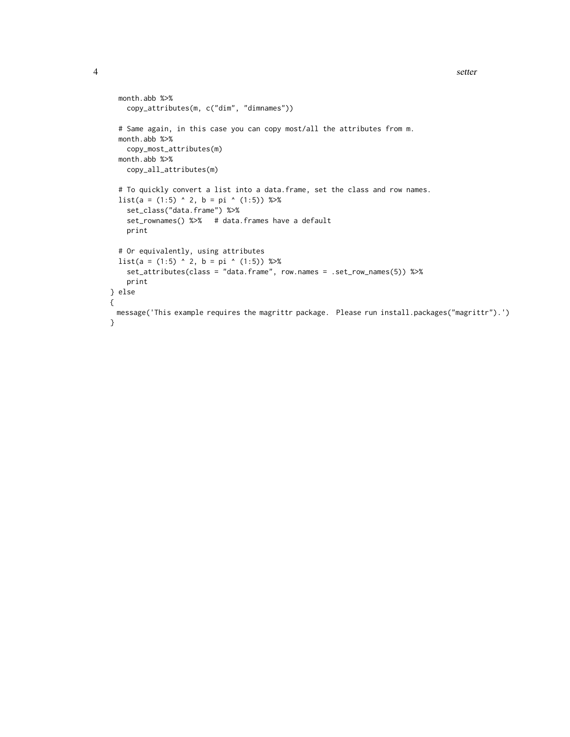```
  month.abb %>%
    copy_attributes(m, c("dim", "dimnames"))

  # Same again, in this case you can copy most/all the attributes from m.
  month.abb %>%
    copy_most_attributes(m)
  month.abb %>%
    copy_all_attributes(m)

  # To quickly convert a list into a data.frame, set the class and row names.
  list(a = (1:5) ^ 2, b = pi ^ (1:5)) %>%
    set_class("data.frame") %>%
    set_rownames() %>%   # data.frames have a default
    print

  # Or equivalently, using attributes
  list(a = (1:5) ^ 2, b = pi ^ (1:5)) %>%
    set_attributes(class = "data.frame", row.names = .set_row_names(5)) %>%
    print
} else
{
 message('This example requires the magrittr package.  Please run install.packages("magrittr").')
}
```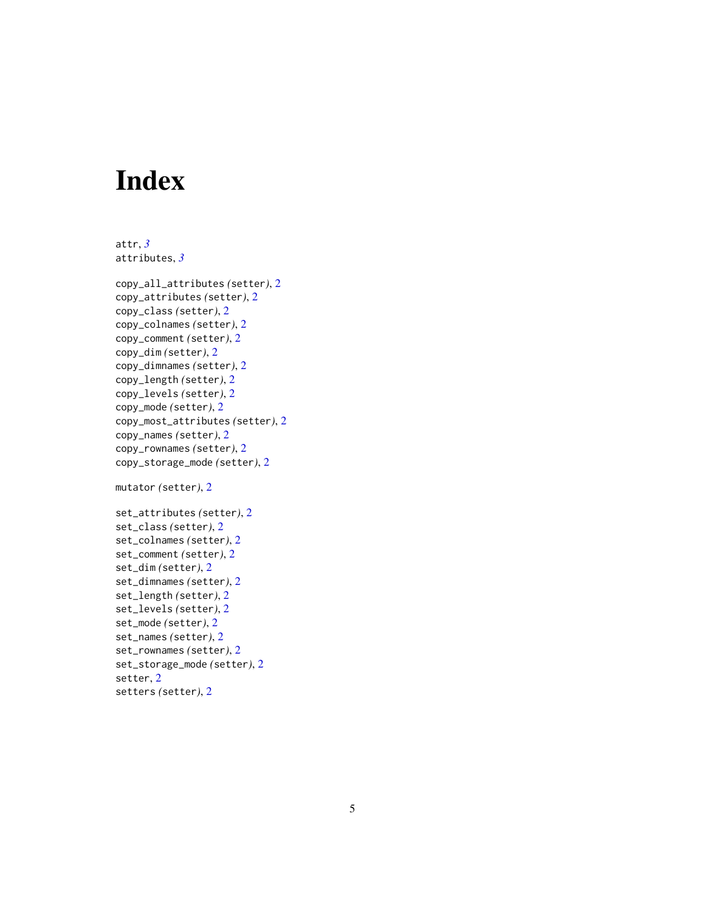# Index

attr, *3*
attributes, *3*

copy_all_attributes *(setter)*, 2
copy_attributes *(setter)*, 2
copy_class *(setter)*, 2
copy_colnames *(setter)*, 2
copy_comment *(setter)*, 2
copy_dim *(setter)*, 2
copy_dimnames *(setter)*, 2
copy_length *(setter)*, 2
copy_levels *(setter)*, 2
copy_mode *(setter)*, 2
copy_most_attributes *(setter)*, 2
copy_names *(setter)*, 2
copy_rownames *(setter)*, 2
copy_storage_mode *(setter)*, 2

mutator *(setter)*, 2

set_attributes *(setter)*, 2
set_class *(setter)*, 2
set_colnames *(setter)*, 2
set_comment *(setter)*, 2
set_dim *(setter)*, 2
set_dimnames *(setter)*, 2
set_length *(setter)*, 2
set_levels *(setter)*, 2
set_mode *(setter)*, 2
set_names *(setter)*, 2
set_rownames *(setter)*, 2
set_storage_mode *(setter)*, 2
setter, 2
setters *(setter)*, 2